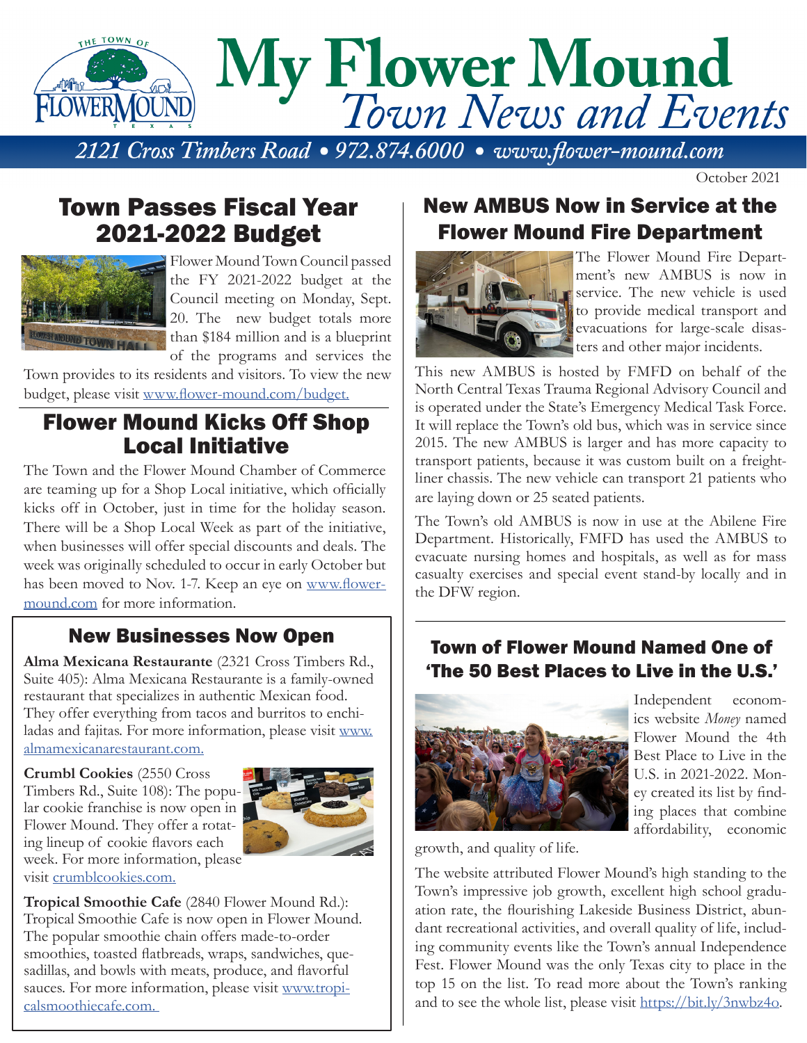# My Flower Mound
## *Town News and Events*

*2121 Cross Timbers Road • 972.874.6000 • www.flower-mound.com*

October 2021

## Town Passes Fiscal Year 2021-2022 Budget

Flower Mound Town Council passed the FY 2021-2022 budget at the Council meeting on Monday, Sept. 20. The new budget totals more than $184 million and is a blueprint of the programs and services the Town provides to its residents and visitors. To view the new budget, please visit www.flower-mound.com/budget.

## Flower Mound Kicks Off Shop Local Initiative

The Town and the Flower Mound Chamber of Commerce are teaming up for a Shop Local initiative, which officially kicks off in October, just in time for the holiday season. There will be a Shop Local Week as part of the initiative, when businesses will offer special discounts and deals. The week was originally scheduled to occur in early October but has been moved to Nov. 1-7. Keep an eye on www.flower-mound.com for more information.

## New Businesses Now Open

**Alma Mexicana Restaurante** (2321 Cross Timbers Rd., Suite 405): Alma Mexicana Restaurante is a family-owned restaurant that specializes in authentic Mexican food. They offer everything from tacos and burritos to enchiladas and fajitas. For more information, please visit www.almamexicanarestaurant.com.

**Crumbl Cookies** (2550 Cross Timbers Rd., Suite 108): The popular cookie franchise is now open in Flower Mound. They offer a rotating lineup of cookie flavors each week. For more information, please visit crumblcookies.com.

**Tropical Smoothie Cafe** (2840 Flower Mound Rd.): Tropical Smoothie Cafe is now open in Flower Mound. The popular smoothie chain offers made-to-order smoothies, toasted flatbreads, wraps, sandwiches, quesadillas, and bowls with meats, produce, and flavorful sauces. For more information, please visit www.tropicalsmoothiecafe.com.

## New AMBUS Now in Service at the Flower Mound Fire Department

The Flower Mound Fire Department's new AMBUS is now in service. The new vehicle is used to provide medical transport and evacuations for large-scale disasters and other major incidents.

This new AMBUS is hosted by FMFD on behalf of the North Central Texas Trauma Regional Advisory Council and is operated under the State's Emergency Medical Task Force. It will replace the Town's old bus, which was in service since 2015. The new AMBUS is larger and has more capacity to transport patients, because it was custom built on a freightliner chassis. The new vehicle can transport 21 patients who are laying down or 25 seated patients.

The Town's old AMBUS is now in use at the Abilene Fire Department. Historically, FMFD has used the AMBUS to evacuate nursing homes and hospitals, as well as for mass casualty exercises and special event stand-by locally and in the DFW region.

## Town of Flower Mound Named One of 'The 50 Best Places to Live in the U.S.'

Independent economics website *Money* named Flower Mound the 4th Best Place to Live in the U.S. in 2021-2022. Money created its list by finding places that combine affordability, economic growth, and quality of life.

The website attributed Flower Mound's high standing to the Town's impressive job growth, excellent high school graduation rate, the flourishing Lakeside Business District, abundant recreational activities, and overall quality of life, including community events like the Town's annual Independence Fest. Flower Mound was the only Texas city to place in the top 15 on the list. To read more about the Town's ranking and to see the whole list, please visit https://bit.ly/3nwbz4o.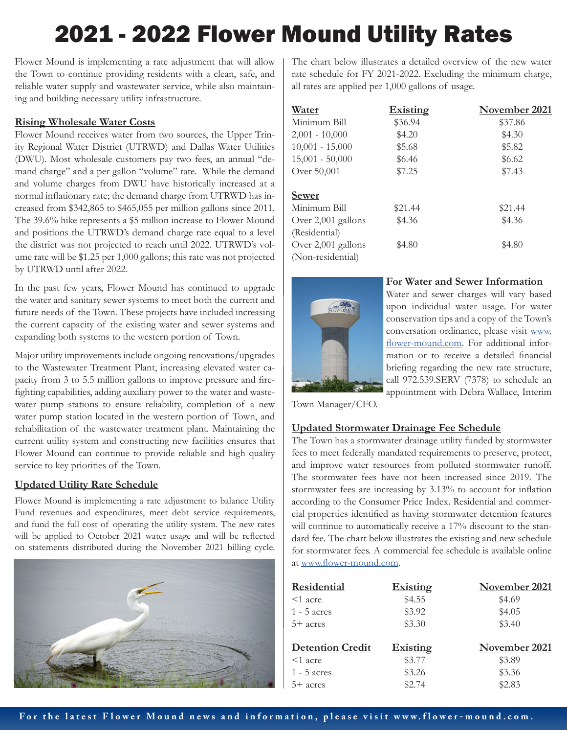# 2021 - 2022 Flower Mound Utility Rates

Flower Mound is implementing a rate adjustment that will allow the Town to continue providing residents with a clean, safe, and reliable water supply and wastewater service, while also maintaining and building necessary utility infrastructure.

## Rising Wholesale Water Costs

Flower Mound receives water from two sources, the Upper Trinity Regional Water District (UTRWD) and Dallas Water Utilities (DWU). Most wholesale customers pay two fees, an annual "demand charge" and a per gallon "volume" rate. While the demand and volume charges from DWU have historically increased at a normal inflationary rate; the demand charge from UTRWD has increased from $342,865 to $465,055 per million gallons since 2011. The 39.6% hike represents a $5 million increase to Flower Mound and positions the UTRWD's demand charge rate equal to a level the district was not projected to reach until 2022. UTRWD's volume rate will be $1.25 per 1,000 gallons; this rate was not projected by UTRWD until after 2022.

In the past few years, Flower Mound has continued to upgrade the water and sanitary sewer systems to meet both the current and future needs of the Town. These projects have included increasing the current capacity of the existing water and sewer systems and expanding both systems to the western portion of Town.

Major utility improvements include ongoing renovations/upgrades to the Wastewater Treatment Plant, increasing elevated water capacity from 3 to 5.5 million gallons to improve pressure and firefighting capabilities, adding auxiliary power to the water and wastewater pump stations to ensure reliability, completion of a new water pump station located in the western portion of Town, and rehabilitation of the wastewater treatment plant. Maintaining the current utility system and constructing new facilities ensures that Flower Mound can continue to provide reliable and high quality service to key priorities of the Town.

## Updated Utility Rate Schedule

Flower Mound is implementing a rate adjustment to balance Utility Fund revenues and expenditures, meet debt service requirements, and fund the full cost of operating the utility system. The new rates will be applied to October 2021 water usage and will be reflected on statements distributed during the November 2021 billing cycle.

The chart below illustrates a detailed overview of the new water rate schedule for FY 2021-2022. Excluding the minimum charge, all rates are applied per 1,000 gallons of usage.

| Water | Existing | November 2021 |
|---|---|---|
| Minimum Bill | $36.94 | $37.86 |
| 2,001 - 10,000 | $4.20 | $4.30 |
| 10,001 - 15,000 | $5.68 | $5.82 |
| 15,001 - 50,000 | $6.46 | $6.62 |
| Over 50,001 | $7.25 | $7.43 |
| **Sewer** | | |
| Minimum Bill | $21.44 | $21.44 |
| Over 2,001 gallons (Residential) | $4.36 | $4.36 |
| Over 2,001 gallons (Non-residential) | $4.80 | $4.80 |

## For Water and Sewer Information

Water and sewer charges will vary based upon individual water usage. For water conservation tips and a copy of the Town's conversation ordinance, please visit www.flower-mound.com. For additional information or to receive a detailed financial briefing regarding the new rate structure, call 972.539.SERV (7378) to schedule an appointment with Debra Wallace, Interim Town Manager/CFO.

## Updated Stormwater Drainage Fee Schedule

The Town has a stormwater drainage utility funded by stormwater fees to meet federally mandated requirements to preserve, protect, and improve water resources from polluted stormwater runoff. The stormwater fees have not been increased since 2019. The stormwater fees are increasing by 3.13% to account for inflation according to the Consumer Price Index. Residential and commercial properties identified as having stormwater detention features will continue to automatically receive a 17% discount to the standard fee. The chart below illustrates the existing and new schedule for stormwater fees. A commercial fee schedule is available online at www.flower-mound.com.

| Residential | Existing | November 2021 |
|---|---|---|
| <1 acre | $4.55 | $4.69 |
| 1 - 5 acres | $3.92 | $4.05 |
| 5+ acres | $3.30 | $3.40 |
| **Detention Credit** | **Existing** | **November 2021** |
| <1 acre | $3.77 | $3.89 |
| 1 - 5 acres | $3.26 | $3.36 |
| 5+ acres | $2.74 | $2.83 |

For the latest Flower Mound news and information, please visit www.flower-mound.com.